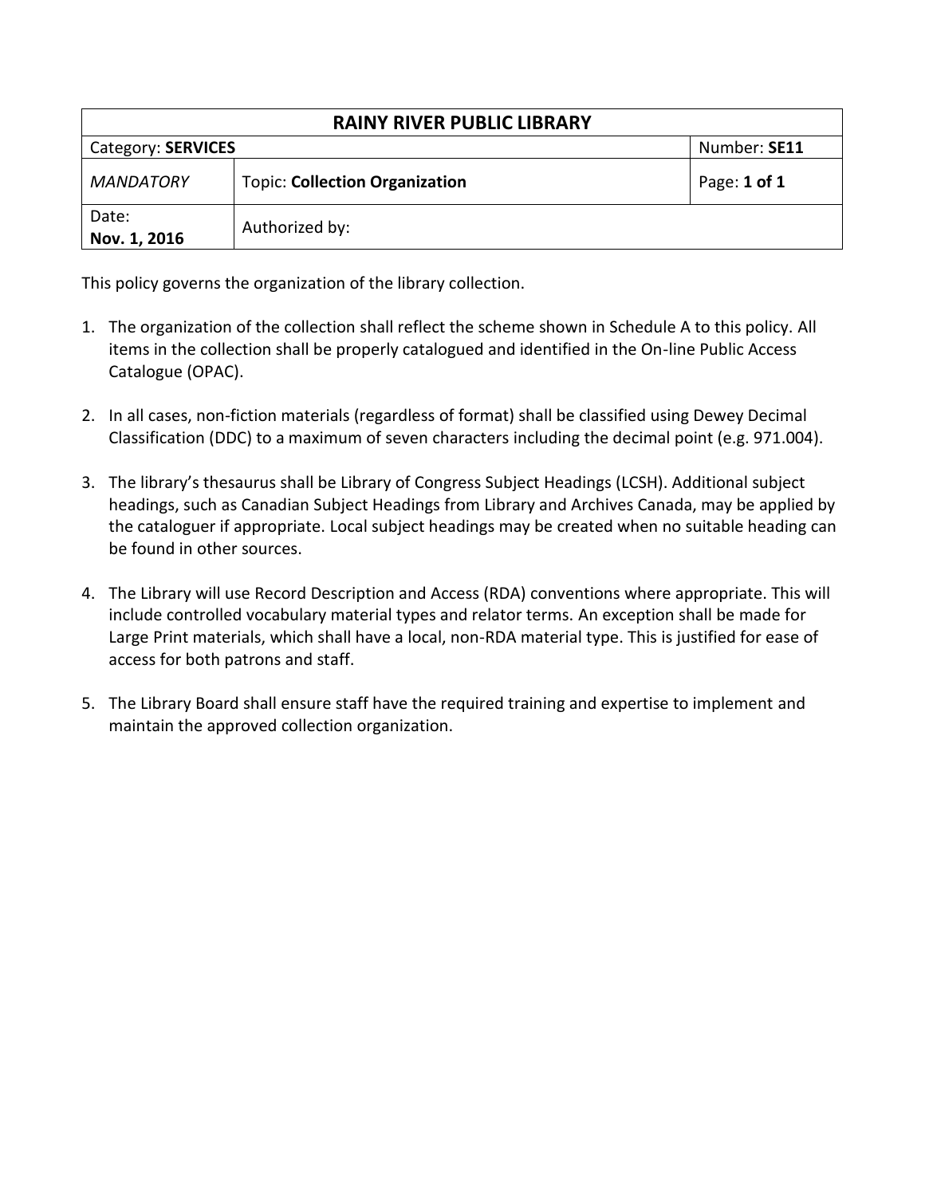| RAINY RIVER PUBLIC LIBRARY | | |
|---|---|---|
| Category: **SERVICES** | | Number: **SE11** |
| *MANDATORY* | Topic: **Collection Organization** | Page: **1 of 1** |
| Date: **Nov. 1, 2016** | Authorized by: | |

This policy governs the organization of the library collection.

1. The organization of the collection shall reflect the scheme shown in Schedule A to this policy. All items in the collection shall be properly catalogued and identified in the On-line Public Access Catalogue (OPAC).

2. In all cases, non-fiction materials (regardless of format) shall be classified using Dewey Decimal Classification (DDC) to a maximum of seven characters including the decimal point (e.g. 971.004).

3. The library's thesaurus shall be Library of Congress Subject Headings (LCSH). Additional subject headings, such as Canadian Subject Headings from Library and Archives Canada, may be applied by the cataloguer if appropriate. Local subject headings may be created when no suitable heading can be found in other sources.

4. The Library will use Record Description and Access (RDA) conventions where appropriate. This will include controlled vocabulary material types and relator terms. An exception shall be made for Large Print materials, which shall have a local, non-RDA material type. This is justified for ease of access for both patrons and staff.

5. The Library Board shall ensure staff have the required training and expertise to implement and maintain the approved collection organization.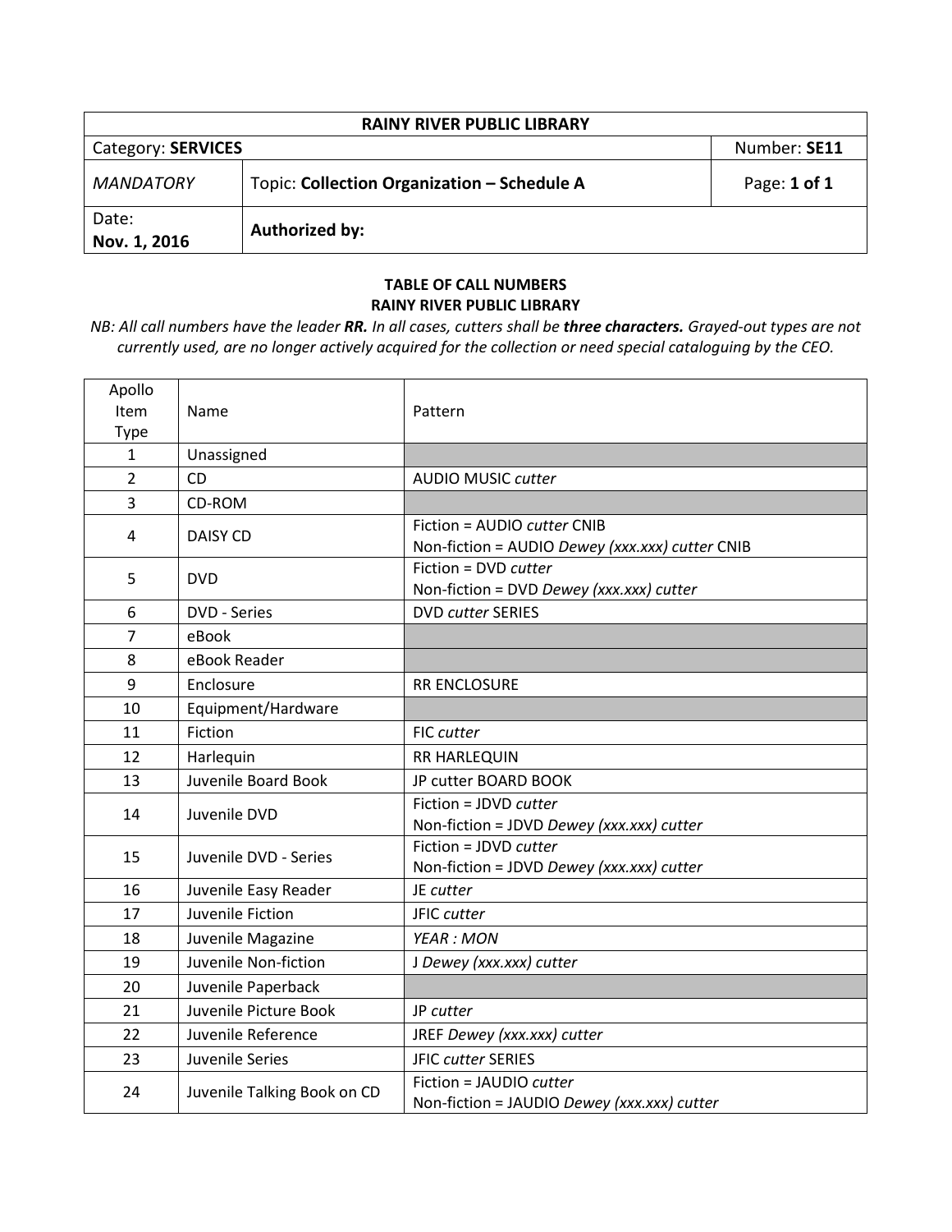| RAINY RIVER PUBLIC LIBRARY | | |
|---|---|---|
| Category: **SERVICES** | | Number: **SE11** |
| *MANDATORY* | Topic: **Collection Organization – Schedule A** | Page: **1 of 1** |
| Date: **Nov. 1, 2016** | **Authorized by:** | |

**TABLE OF CALL NUMBERS**
**RAINY RIVER PUBLIC LIBRARY**

*NB: All call numbers have the leader* ***RR.*** *In all cases, cutters shall be* ***three characters.*** *Grayed-out types are not currently used, are no longer actively acquired for the collection or need special cataloguing by the CEO.*

| Apollo Item Type | Name | Pattern |
|---|---|---|
| 1 | Unassigned | |
| 2 | CD | AUDIO MUSIC *cutter* |
| 3 | CD-ROM | |
| 4 | DAISY CD | Fiction = AUDIO *cutter* CNIB<br>Non-fiction = AUDIO *Dewey (xxx.xxx) cutter* CNIB |
| 5 | DVD | Fiction = DVD *cutter*<br>Non-fiction = DVD *Dewey (xxx.xxx) cutter* |
| 6 | DVD - Series | DVD *cutter* SERIES |
| 7 | eBook | |
| 8 | eBook Reader | |
| 9 | Enclosure | RR ENCLOSURE |
| 10 | Equipment/Hardware | |
| 11 | Fiction | FIC *cutter* |
| 12 | Harlequin | RR HARLEQUIN |
| 13 | Juvenile Board Book | JP cutter BOARD BOOK |
| 14 | Juvenile DVD | Fiction = JDVD *cutter*<br>Non-fiction = JDVD *Dewey (xxx.xxx) cutter* |
| 15 | Juvenile DVD - Series | Fiction = JDVD *cutter*<br>Non-fiction = JDVD *Dewey (xxx.xxx) cutter* |
| 16 | Juvenile Easy Reader | JE *cutter* |
| 17 | Juvenile Fiction | JFIC *cutter* |
| 18 | Juvenile Magazine | *YEAR : MON* |
| 19 | Juvenile Non-fiction | J *Dewey (xxx.xxx) cutter* |
| 20 | Juvenile Paperback | |
| 21 | Juvenile Picture Book | JP *cutter* |
| 22 | Juvenile Reference | JREF *Dewey (xxx.xxx) cutter* |
| 23 | Juvenile Series | JFIC *cutter* SERIES |
| 24 | Juvenile Talking Book on CD | Fiction = JAUDIO *cutter*<br>Non-fiction = JAUDIO *Dewey (xxx.xxx) cutter* |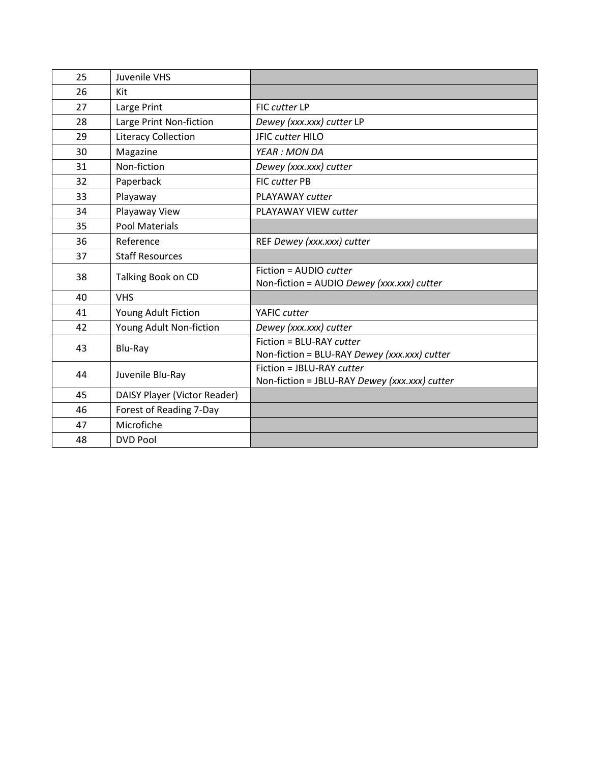| | | |
|---|---|---|
| 25 | Juvenile VHS | |
| 26 | Kit | |
| 27 | Large Print | FIC *cutter* LP |
| 28 | Large Print Non-fiction | *Dewey (xxx.xxx) cutter* LP |
| 29 | Literacy Collection | JFIC *cutter* HILO |
| 30 | Magazine | *YEAR : MON DA* |
| 31 | Non-fiction | *Dewey (xxx.xxx) cutter* |
| 32 | Paperback | FIC *cutter* PB |
| 33 | Playaway | PLAYAWAY *cutter* |
| 34 | Playaway View | PLAYAWAY VIEW *cutter* |
| 35 | Pool Materials | |
| 36 | Reference | REF *Dewey (xxx.xxx) cutter* |
| 37 | Staff Resources | |
| 38 | Talking Book on CD | Fiction = AUDIO *cutter*<br>Non-fiction = AUDIO *Dewey (xxx.xxx) cutter* |
| 40 | VHS | |
| 41 | Young Adult Fiction | YAFIC *cutter* |
| 42 | Young Adult Non-fiction | *Dewey (xxx.xxx) cutter* |
| 43 | Blu-Ray | Fiction = BLU-RAY *cutter*<br>Non-fiction = BLU-RAY *Dewey (xxx.xxx) cutter* |
| 44 | Juvenile Blu-Ray | Fiction = JBLU-RAY *cutter*<br>Non-fiction = JBLU-RAY *Dewey (xxx.xxx) cutter* |
| 45 | DAISY Player (Victor Reader) | |
| 46 | Forest of Reading 7-Day | |
| 47 | Microfiche | |
| 48 | DVD Pool | |